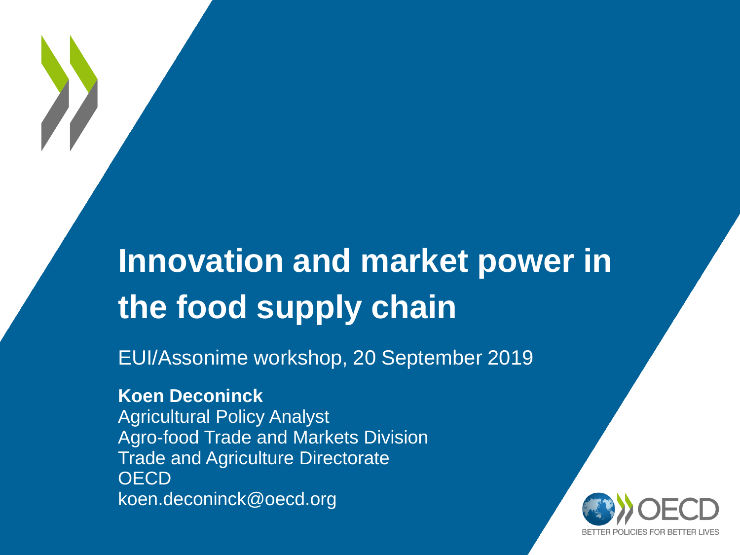# Innovation and market power in the food supply chain

EUI/Assonime workshop, 20 September 2019

**Koen Deconinck**
Agricultural Policy Analyst
Agro-food Trade and Markets Division
Trade and Agriculture Directorate
OECD
koen.deconinck@oecd.org

OECD
BETTER POLICIES FOR BETTER LIVES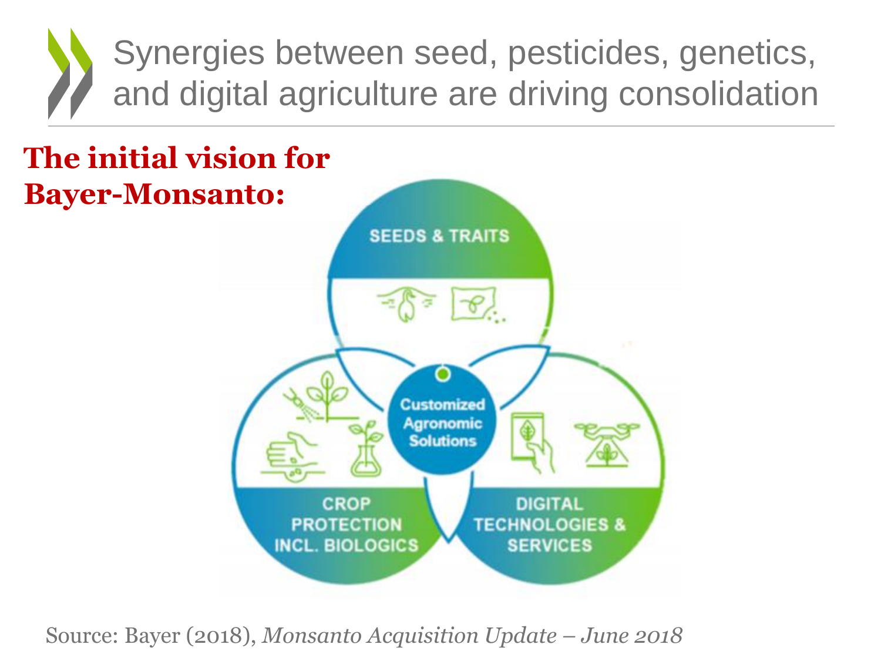# Synergies between seed, pesticides, genetics, and digital agriculture are driving consolidation

**The initial vision for Bayer-Monsanto:**

SEEDS & TRAITS

CROP PROTECTION INCL. BIOLOGICS

DIGITAL TECHNOLOGIES & SERVICES

Customized Agronomic Solutions

Source: Bayer (2018), *Monsanto Acquisition Update – June 2018*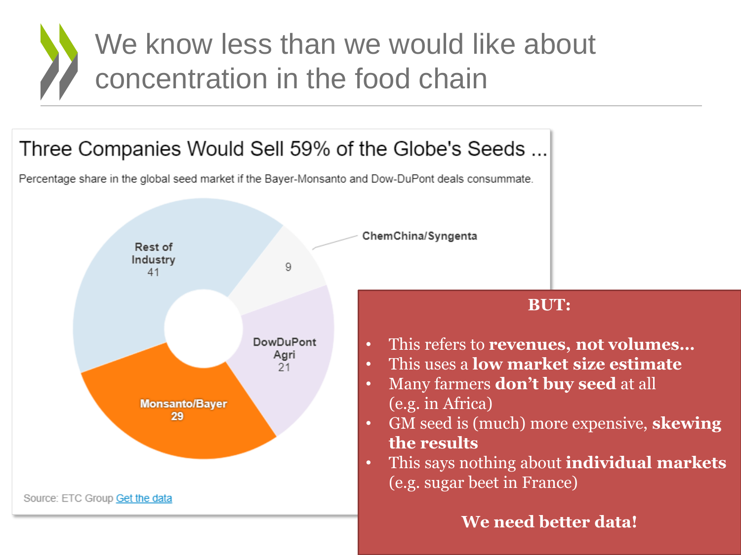# We know less than we would like about concentration in the food chain

Three Companies Would Sell 59% of the Globe's Seeds ...

Percentage share in the global seed market if the Bayer-Monsanto and Dow-DuPont deals consummate.

Rest of Industry
41

ChemChina/Syngenta
9

DowDuPont Agri
21

Monsanto/Bayer
29

Source: ETC Group Get the data

**BUT:**

- This refers to **revenues, not volumes…**
- This uses a **low market size estimate**
- Many farmers **don't buy seed** at all (e.g. in Africa)
- GM seed is (much) more expensive, **skewing the results**
- This says nothing about **individual markets** (e.g. sugar beet in France)

**We need better data!**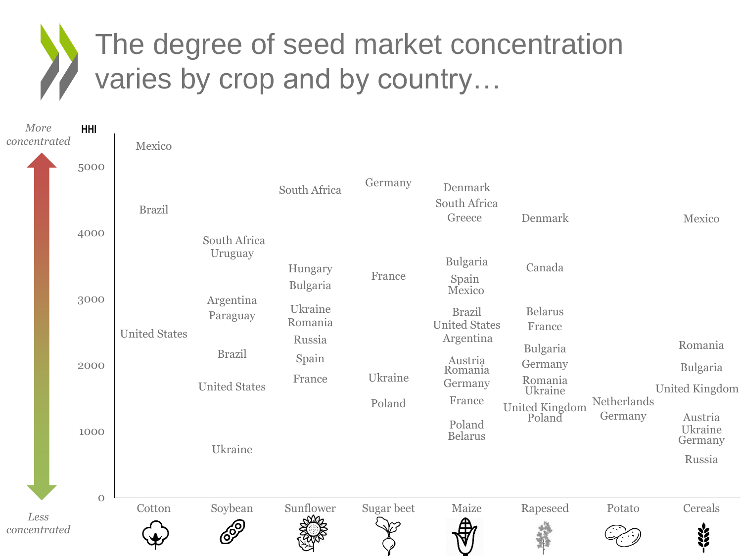# The degree of seed market concentration varies by crop and by country…

*More concentrated*

HHI

5000

4000

3000

2000

1000

0

*Less concentrated*

Cotton: Mexico, Brazil, United States

Soybean: South Africa, Uruguay, Argentina, Paraguay, Brazil, United States, Ukraine

Sunflower: South Africa, Hungary, Bulgaria, Ukraine, Romania, Russia, Spain, France

Sugar beet: Germany, France, Ukraine, Poland

Maize: Denmark, South Africa, Greece, Bulgaria, Spain, Mexico, Brazil, United States, Argentina, Austria, Romania, Germany, France, Poland, Belarus

Rapeseed: Denmark, Canada, Belarus, France, Bulgaria, Germany, Romania, Ukraine, United Kingdom, Poland

Potato: Netherlands, Germany

Cereals: Mexico, Romania, Bulgaria, United Kingdom, Austria, Ukraine, Germany, Russia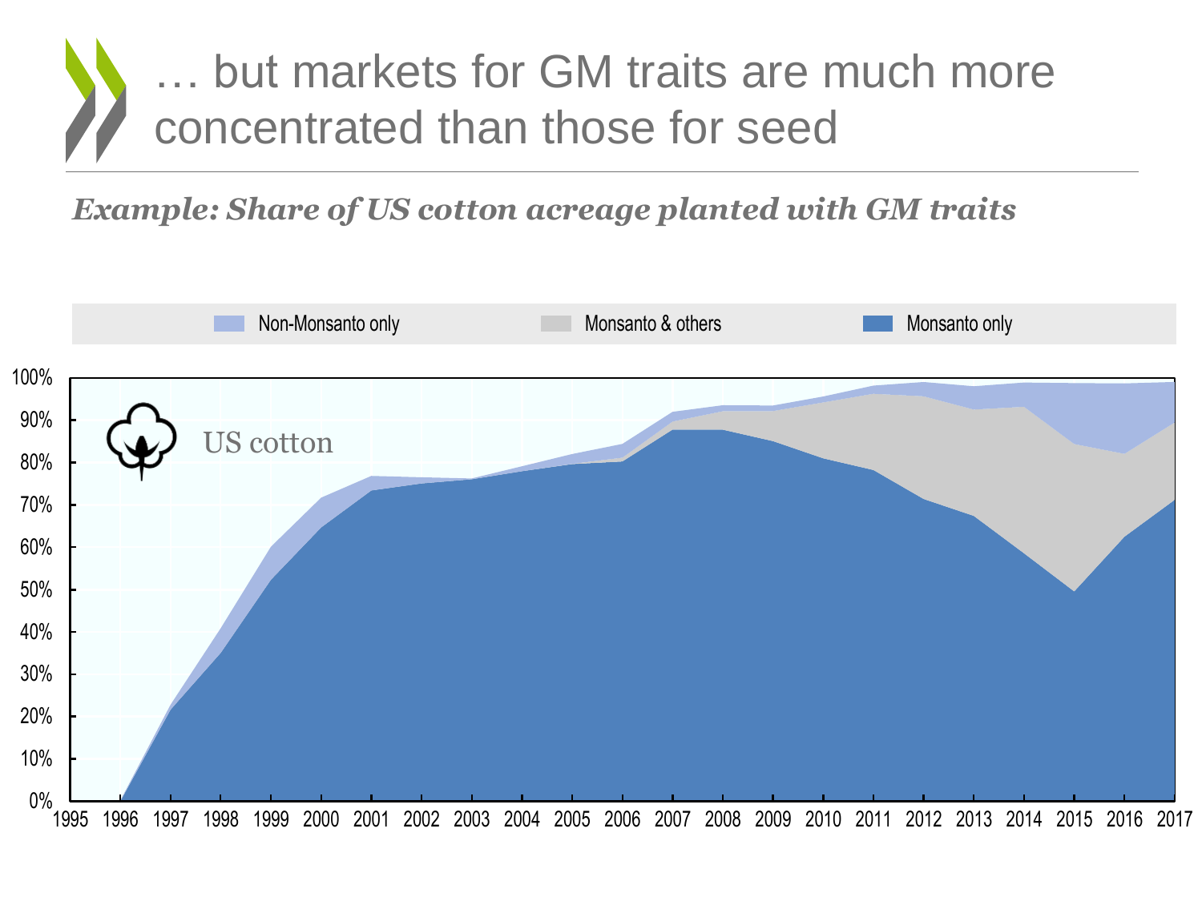# … but markets for GM traits are much more concentrated than those for seed

***Example: Share of US cotton acreage planted with GM traits***

Non-Monsanto only
Monsanto & others
Monsanto only

US cotton

100%
90%
80%
70%
60%
50%
40%
30%
20%
10%
0%

1995 1996 1997 1998 1999 2000 2001 2002 2003 2004 2005 2006 2007 2008 2009 2010 2011 2012 2013 2014 2015 2016 2017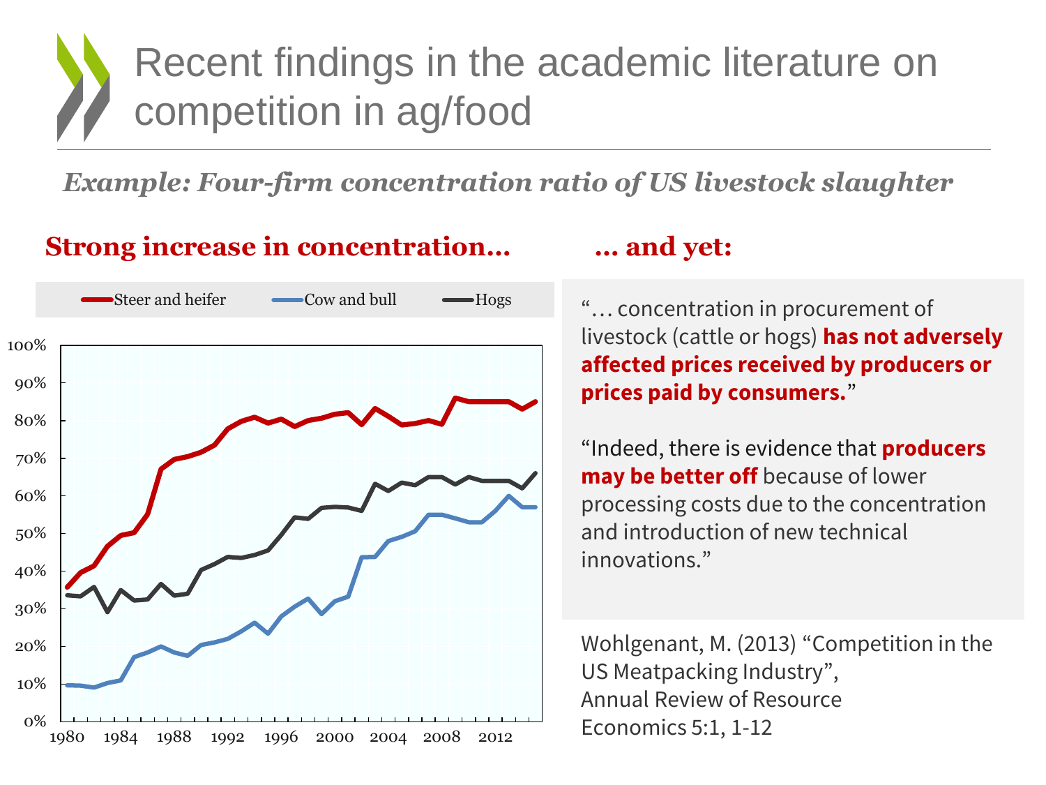# Recent findings in the academic literature on competition in ag/food

***Example: Four-firm concentration ratio of US livestock slaughter***

## Strong increase in concentration…

Steer and heifer
Cow and bull
Hogs

100%
90%
80%
70%
60%
50%
40%
30%
20%
10%
0%

1980
1984
1988
1992
1996
2000
2004
2008
2012

## … and yet:

"… concentration in procurement of livestock (cattle or hogs) **has not adversely affected prices received by producers or prices paid by consumers.**"

"Indeed, there is evidence that **producers may be better off** because of lower processing costs due to the concentration and introduction of new technical innovations."

Wohlgenant, M. (2013) "Competition in the US Meatpacking Industry", Annual Review of Resource Economics 5:1, 1-12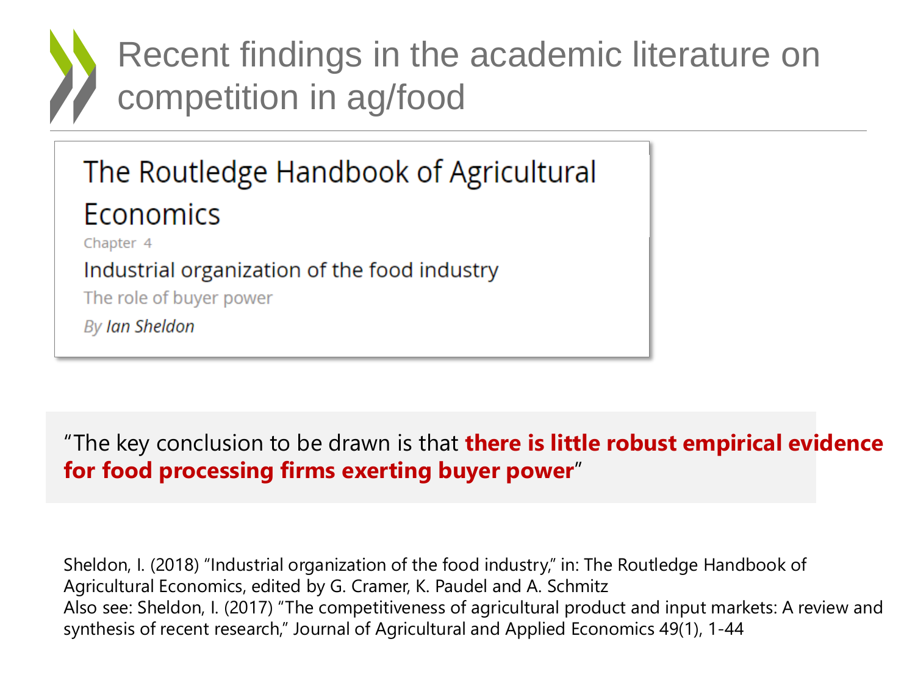# Recent findings in the academic literature on competition in ag/food

The Routledge Handbook of Agricultural Economics

Chapter 4

Industrial organization of the food industry

The role of buyer power

*By Ian Sheldon*

"The key conclusion to be drawn is that **there is little robust empirical evidence for food processing firms exerting buyer power**"

Sheldon, I. (2018) "Industrial organization of the food industry," in: The Routledge Handbook of Agricultural Economics, edited by G. Cramer, K. Paudel and A. Schmitz
Also see: Sheldon, I. (2017) "The competitiveness of agricultural product and input markets: A review and synthesis of recent research," Journal of Agricultural and Applied Economics 49(1), 1-44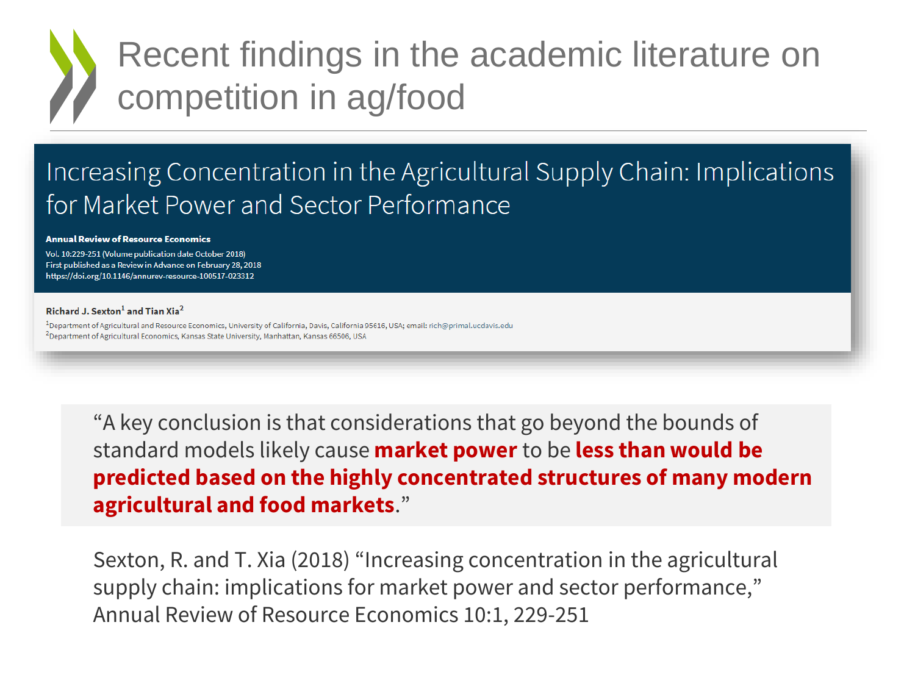# Recent findings in the academic literature on competition in ag/food

## Increasing Concentration in the Agricultural Supply Chain: Implications for Market Power and Sector Performance

**Annual Review of Resource Economics**

Vol. 10:229-251 (Volume publication date October 2018)
First published as a Review in Advance on February 28, 2018
https://doi.org/10.1146/annurev-resource-100517-023312

**Richard J. Sexton[1] and Tian Xia[2]**

[1]Department of Agricultural and Resource Economics, University of California, Davis, California 95616, USA; email: rich@primal.ucdavis.edu
[2]Department of Agricultural Economics, Kansas State University, Manhattan, Kansas 66506, USA

> "A key conclusion is that considerations that go beyond the bounds of standard models likely cause **market power** to be **less than would be predicted based on the highly concentrated structures of many modern agricultural and food markets**."

Sexton, R. and T. Xia (2018) "Increasing concentration in the agricultural supply chain: implications for market power and sector performance," Annual Review of Resource Economics 10:1, 229-251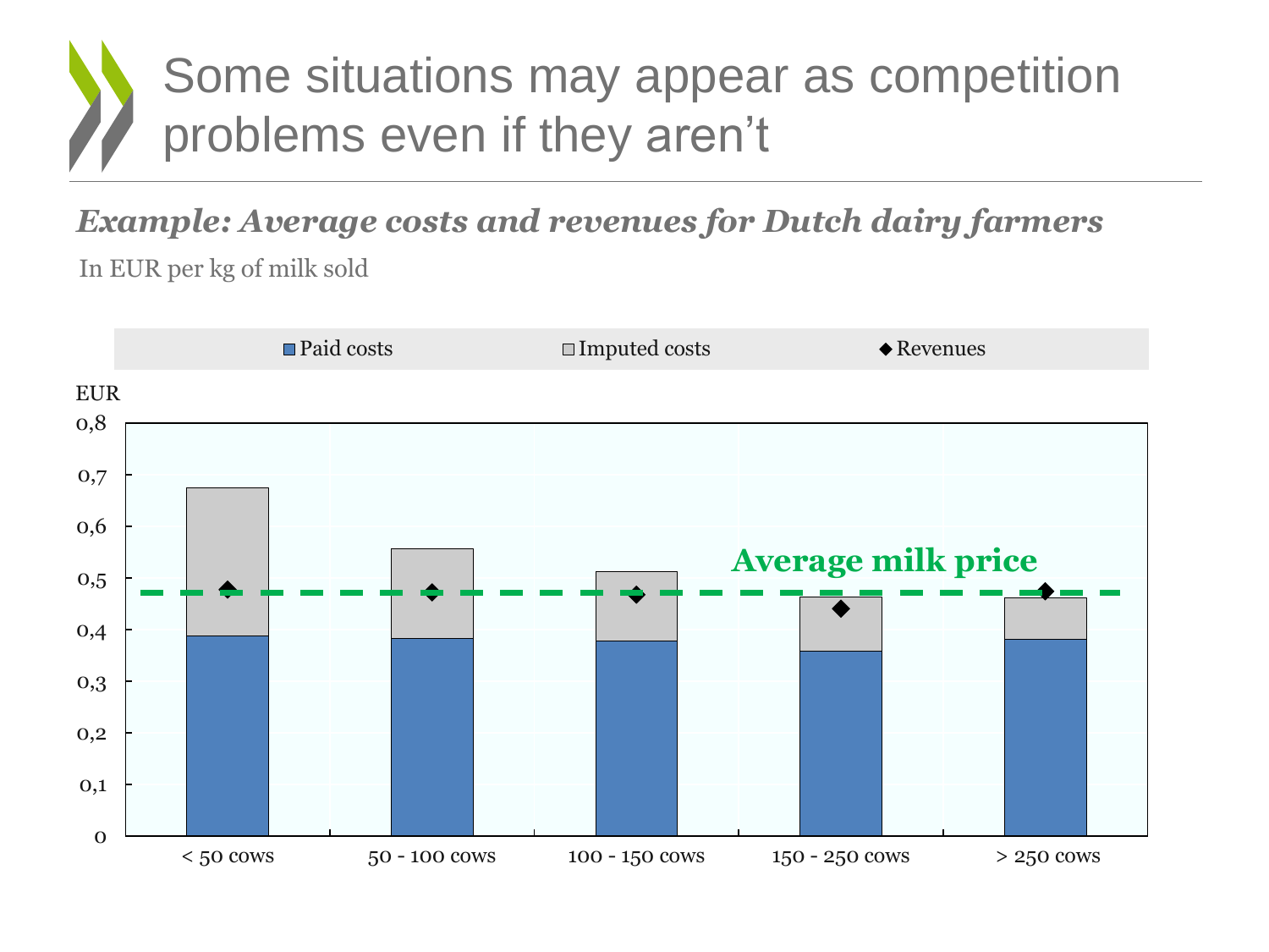# Some situations may appear as competition problems even if they aren't

***Example: Average costs and revenues for Dutch dairy farmers***

In EUR per kg of milk sold

Paid costs
Imputed costs
Revenues

EUR
0,8
0,7
0,6
0,5
0,4
0,3
0,2
0,1
0

Average milk price

< 50 cows
50 - 100 cows
100 - 150 cows
150 - 250 cows
> 250 cows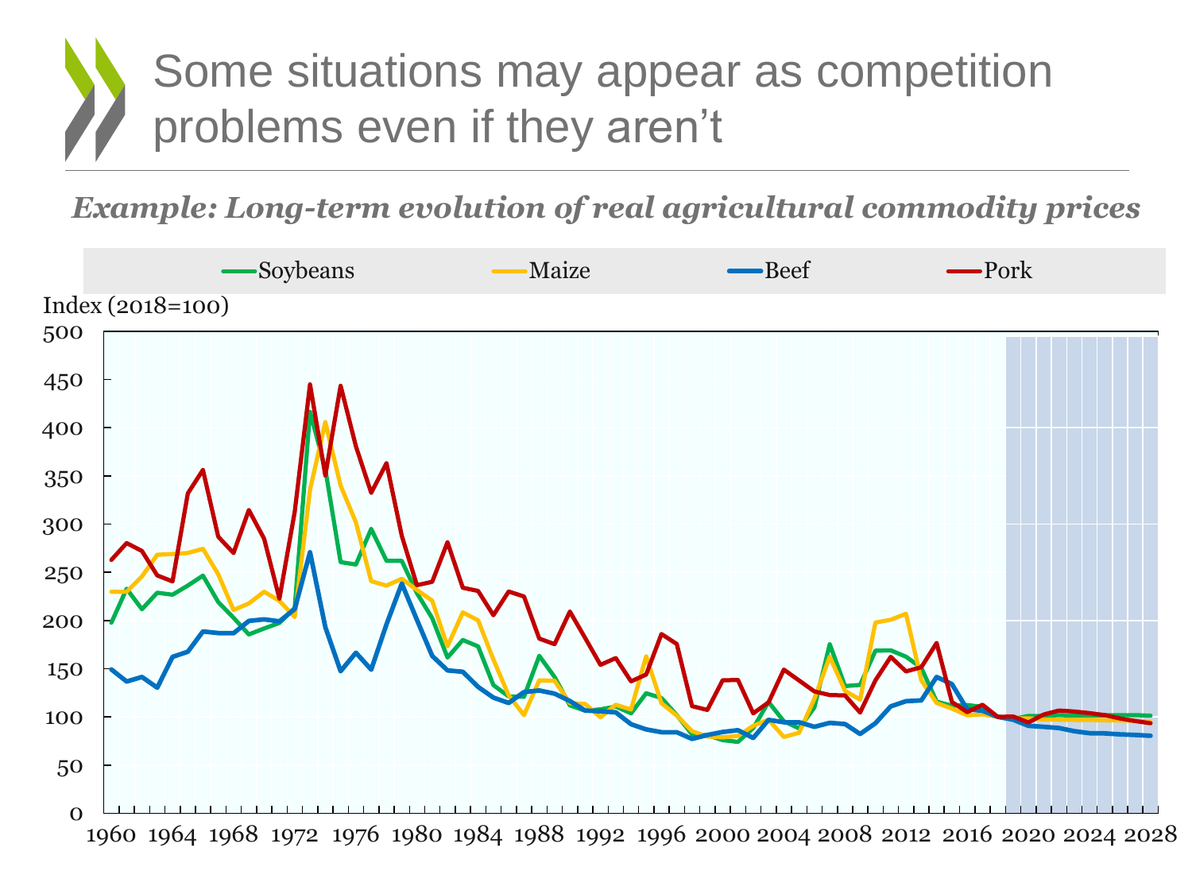# Some situations may appear as competition problems even if they aren't

***Example: Long-term evolution of real agricultural commodity prices***

Soybeans
Maize
Beef
Pork

Index (2018=100)

500
450
400
350
300
250
200
150
100
50
0

1960 1964 1968 1972 1976 1980 1984 1988 1992 1996 2000 2004 2008 2012 2016 2020 2024 2028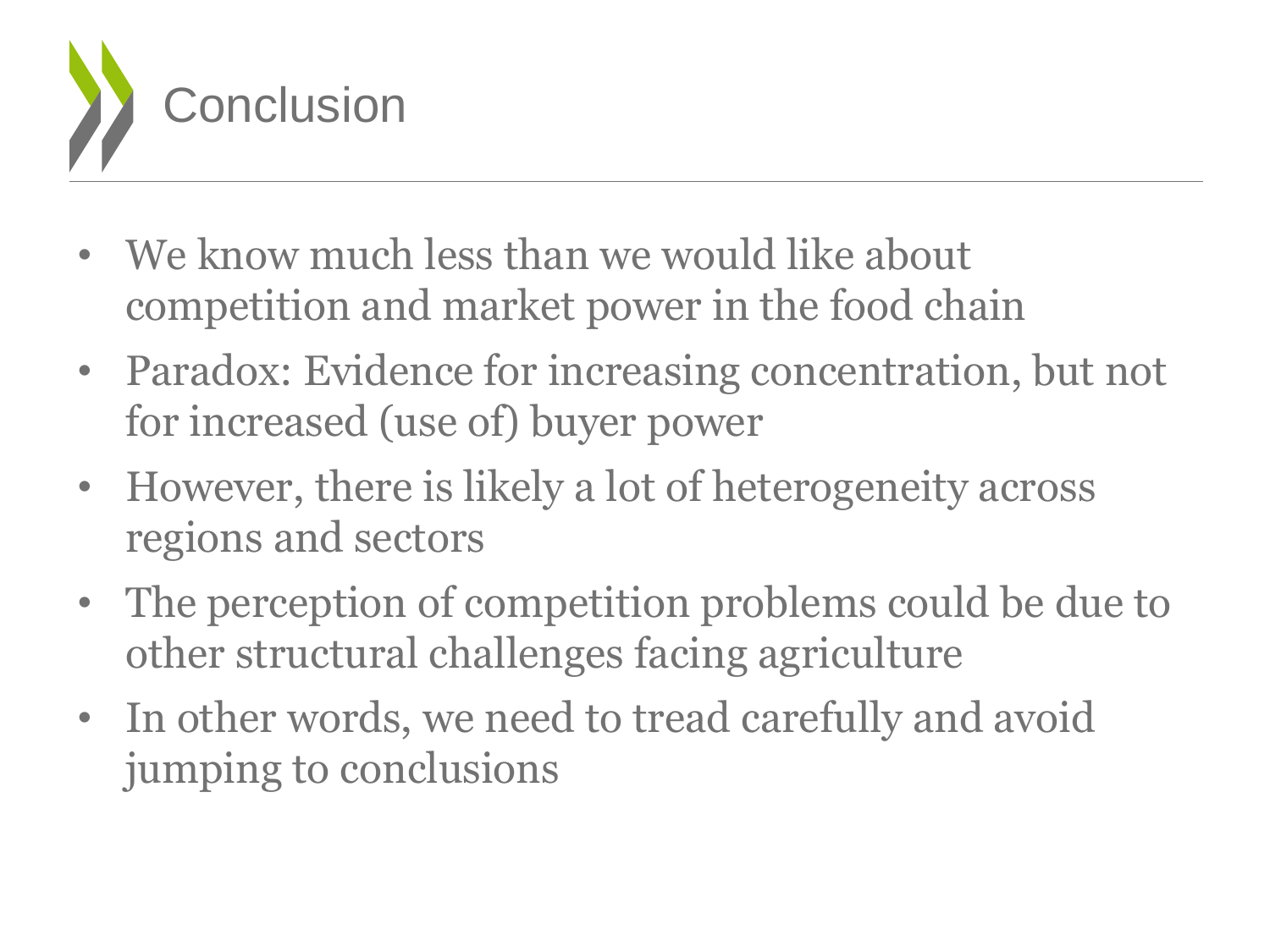# Conclusion

- We know much less than we would like about competition and market power in the food chain
- Paradox: Evidence for increasing concentration, but not for increased (use of) buyer power
- However, there is likely a lot of heterogeneity across regions and sectors
- The perception of competition problems could be due to other structural challenges facing agriculture
- In other words, we need to tread carefully and avoid jumping to conclusions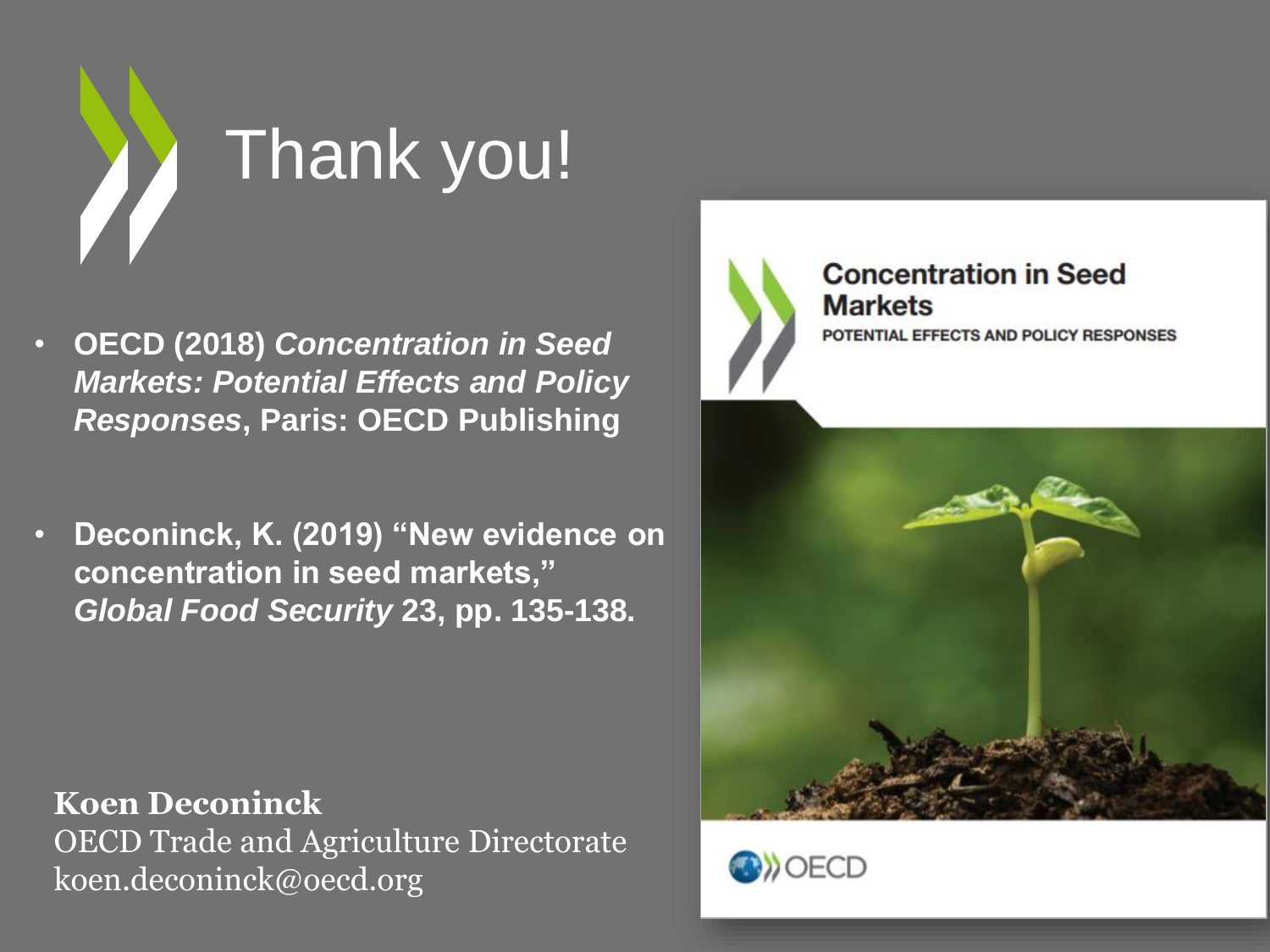# Thank you!

- **OECD (2018) *Concentration in Seed Markets: Potential Effects and Policy Responses*, Paris: OECD Publishing**

- **Deconinck, K. (2019) "New evidence on concentration in seed markets," *Global Food Security* 23, pp. 135-138.**

**Koen Deconinck**
OECD Trade and Agriculture Directorate
koen.deconinck@oecd.org

**Concentration in Seed Markets**
POTENTIAL EFFECTS AND POLICY RESPONSES

OECD